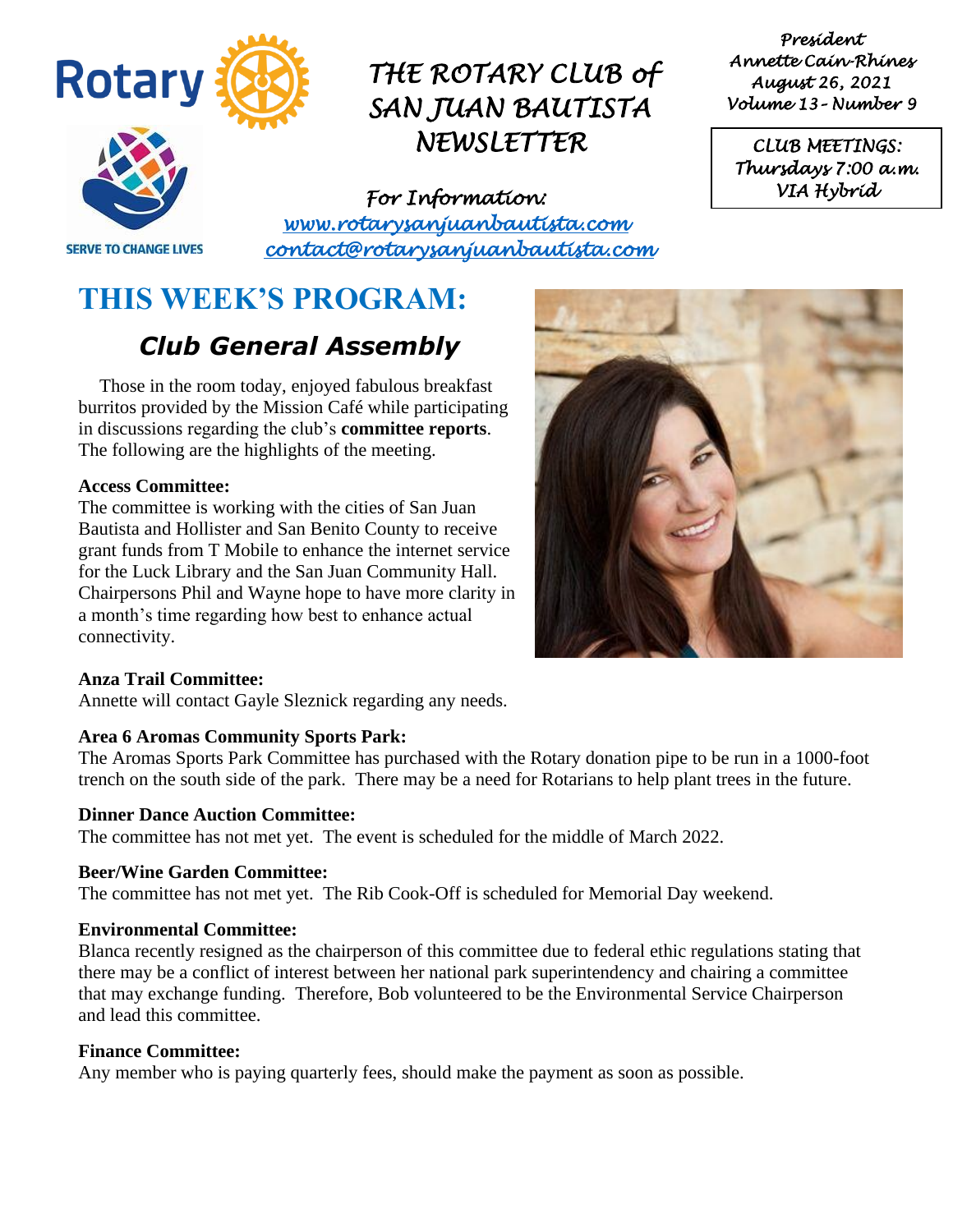# THE ROTARY CLUB of SAN JUAN BAUTISTA NEWSLETTER

SERVE TO CHANGE LIVES

*For Information:*
*www.rotarysanjuanbautista.com*
*contact@rotarysanjuanbautista.com*

*President*
*Annette Cain-Rhines*
*August 26, 2021*
*Volume 13 - Number 9*

*CLUB MEETINGS:*
*Thursdays 7:00 a.m.*
*VIA Hybrid*

## THIS WEEK'S PROGRAM:

### *Club General Assembly*

Those in the room today, enjoyed fabulous breakfast burritos provided by the Mission Café while participating in discussions regarding the club's **committee reports**. The following are the highlights of the meeting.

**Access Committee:**
The committee is working with the cities of San Juan Bautista and Hollister and San Benito County to receive grant funds from T Mobile to enhance the internet service for the Luck Library and the San Juan Community Hall. Chairpersons Phil and Wayne hope to have more clarity in a month's time regarding how best to enhance actual connectivity.

**Anza Trail Committee:**
Annette will contact Gayle Sleznick regarding any needs.

**Area 6 Aromas Community Sports Park:**
The Aromas Sports Park Committee has purchased with the Rotary donation pipe to be run in a 1000-foot trench on the south side of the park. There may be a need for Rotarians to help plant trees in the future.

**Dinner Dance Auction Committee:**
The committee has not met yet. The event is scheduled for the middle of March 2022.

**Beer/Wine Garden Committee:**
The committee has not met yet. The Rib Cook-Off is scheduled for Memorial Day weekend.

**Environmental Committee:**
Blanca recently resigned as the chairperson of this committee due to federal ethic regulations stating that there may be a conflict of interest between her national park superintendency and chairing a committee that may exchange funding. Therefore, Bob volunteered to be the Environmental Service Chairperson and lead this committee.

**Finance Committee:**
Any member who is paying quarterly fees, should make the payment as soon as possible.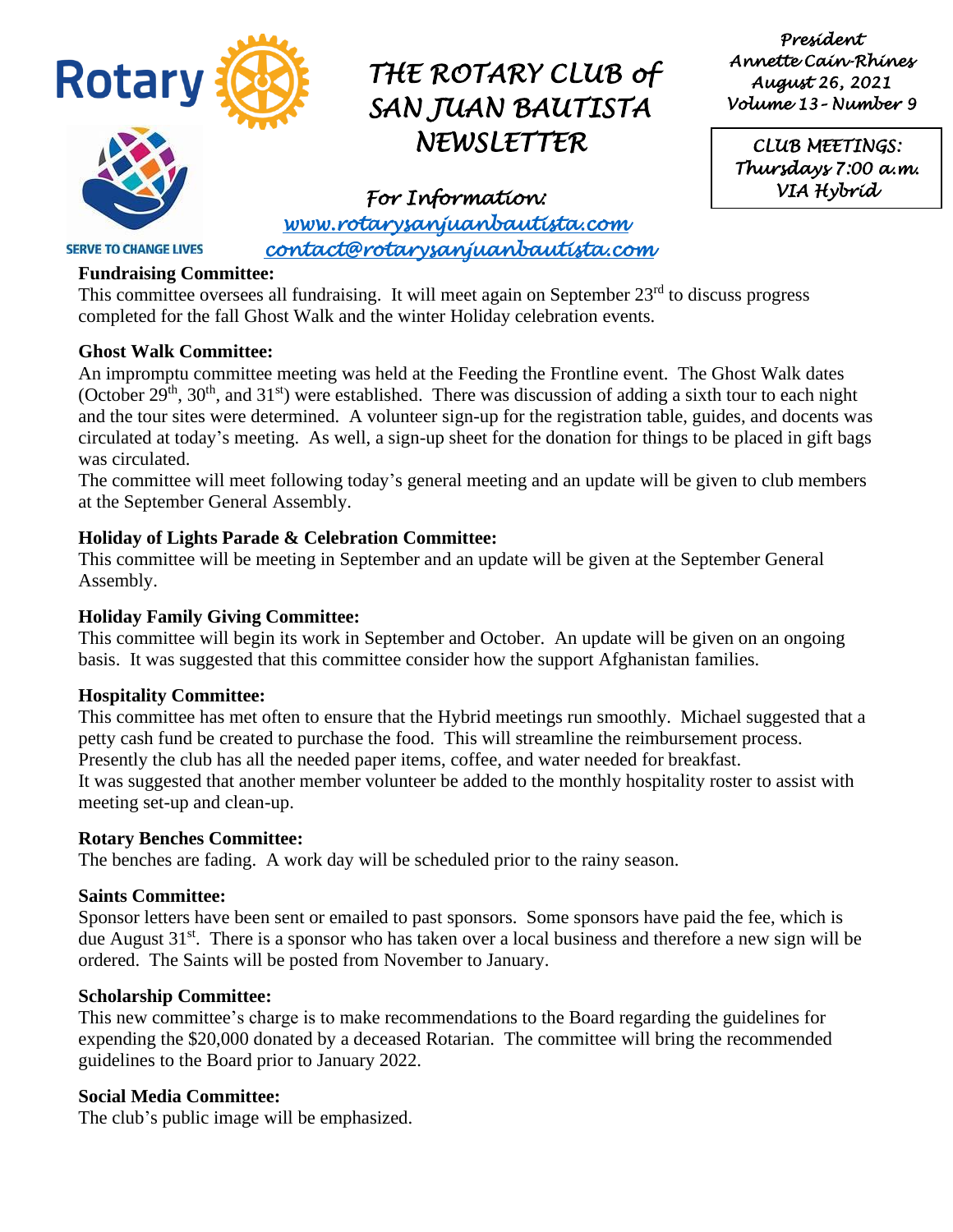# THE ROTARY CLUB of SAN JUAN BAUTISTA NEWSLETTER

*President*
*Annette Cain-Rhines*
*August 26, 2021*
*Volume 13 - Number 9*

*CLUB MEETINGS:*
*Thursdays 7:00 a.m.*
*VIA Hybrid*

*For Information:*
*www.rotarysanjuanbautista.com*
*contact@rotarysanjuanbautista.com*

SERVE TO CHANGE LIVES

**Fundraising Committee:**

This committee oversees all fundraising. It will meet again on September 23rd to discuss progress completed for the fall Ghost Walk and the winter Holiday celebration events.

**Ghost Walk Committee:**

An impromptu committee meeting was held at the Feeding the Frontline event. The Ghost Walk dates (October 29th, 30th, and 31st) were established. There was discussion of adding a sixth tour to each night and the tour sites were determined. A volunteer sign-up for the registration table, guides, and docents was circulated at today's meeting. As well, a sign-up sheet for the donation for things to be placed in gift bags was circulated.

The committee will meet following today's general meeting and an update will be given to club members at the September General Assembly.

**Holiday of Lights Parade & Celebration Committee:**

This committee will be meeting in September and an update will be given at the September General Assembly.

**Holiday Family Giving Committee:**

This committee will begin its work in September and October. An update will be given on an ongoing basis. It was suggested that this committee consider how the support Afghanistan families.

**Hospitality Committee:**

This committee has met often to ensure that the Hybrid meetings run smoothly. Michael suggested that a petty cash fund be created to purchase the food. This will streamline the reimbursement process. Presently the club has all the needed paper items, coffee, and water needed for breakfast.

It was suggested that another member volunteer be added to the monthly hospitality roster to assist with meeting set-up and clean-up.

**Rotary Benches Committee:**

The benches are fading. A work day will be scheduled prior to the rainy season.

**Saints Committee:**

Sponsor letters have been sent or emailed to past sponsors. Some sponsors have paid the fee, which is due August 31st. There is a sponsor who has taken over a local business and therefore a new sign will be ordered. The Saints will be posted from November to January.

**Scholarship Committee:**

This new committee's charge is to make recommendations to the Board regarding the guidelines for expending the $20,000 donated by a deceased Rotarian. The committee will bring the recommended guidelines to the Board prior to January 2022.

**Social Media Committee:**

The club's public image will be emphasized.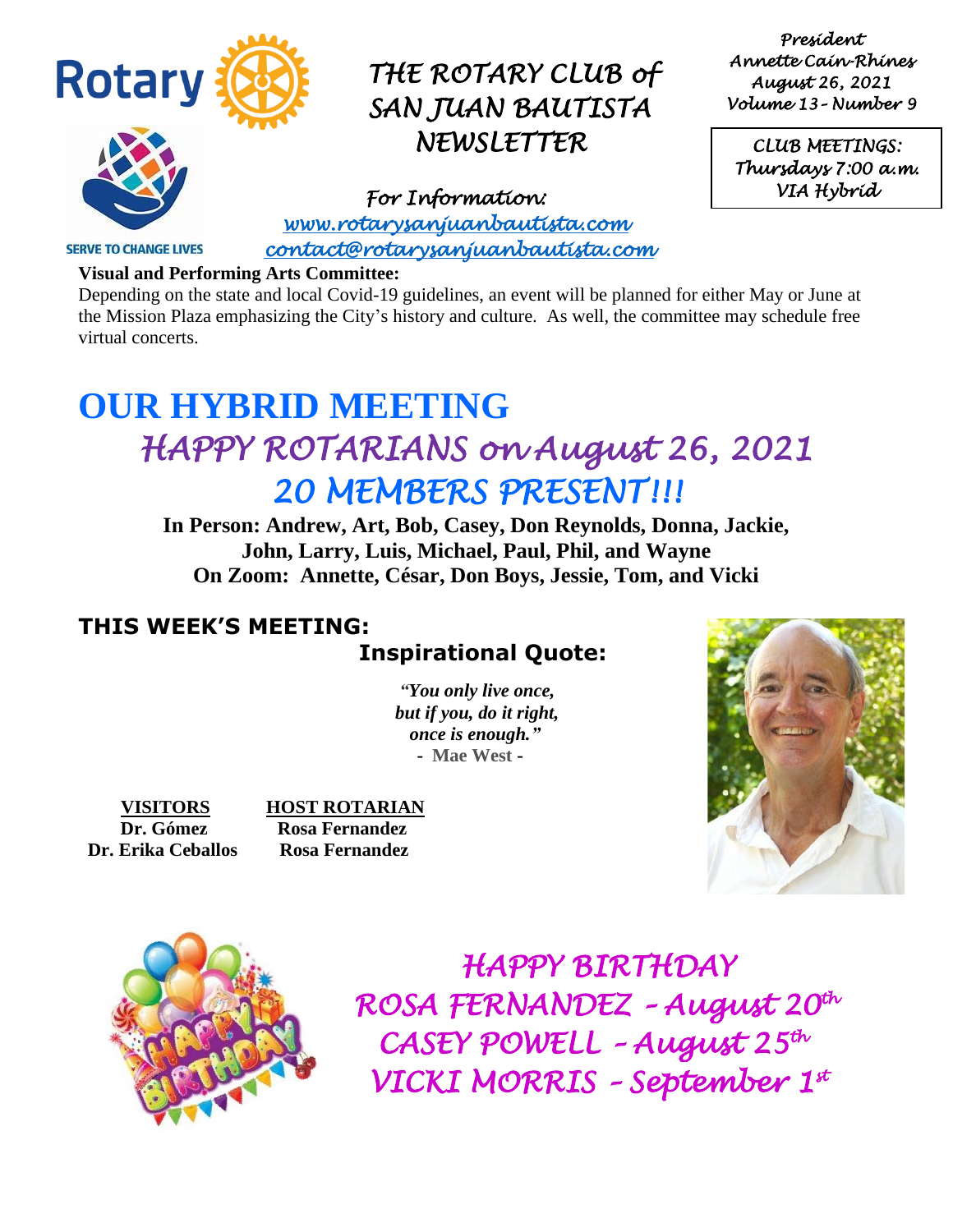# THE ROTARY CLUB of SAN JUAN BAUTISTA NEWSLETTER

*President*
*Annette Cain-Rhines*
*August 26, 2021*
*Volume 13 - Number 9*

*CLUB MEETINGS:*
*Thursdays 7:00 a.m.*
*VIA Hybrid*

SERVE TO CHANGE LIVES

*For Information:*
*www.rotarysanjuanbautista.com*
*contact@rotarysanjuanbautista.com*

**Visual and Performing Arts Committee:**
Depending on the state and local Covid-19 guidelines, an event will be planned for either May or June at the Mission Plaza emphasizing the City's history and culture. As well, the committee may schedule free virtual concerts.

# OUR HYBRID MEETING

## *HAPPY ROTARIANS on August 26, 2021*
## *20 MEMBERS PRESENT!!!*

**In Person: Andrew, Art, Bob, Casey, Don Reynolds, Donna, Jackie, John, Larry, Luis, Michael, Paul, Phil, and Wayne**
**On Zoom: Annette, César, Don Boys, Jessie, Tom, and Vicki**

### THIS WEEK'S MEETING:

### Inspirational Quote:

***"You only live once, but if you, do it right, once is enough."***
**- Mae West -**

| VISITORS | HOST ROTARIAN |
| --- | --- |
| Dr. Gómez | Rosa Fernandez |
| Dr. Erika Ceballos | Rosa Fernandez |

## *HAPPY BIRTHDAY*
## *ROSA FERNANDEZ – August 20th*
## *CASEY POWELL – August 25th*
## *VICKI MORRIS – September 1st*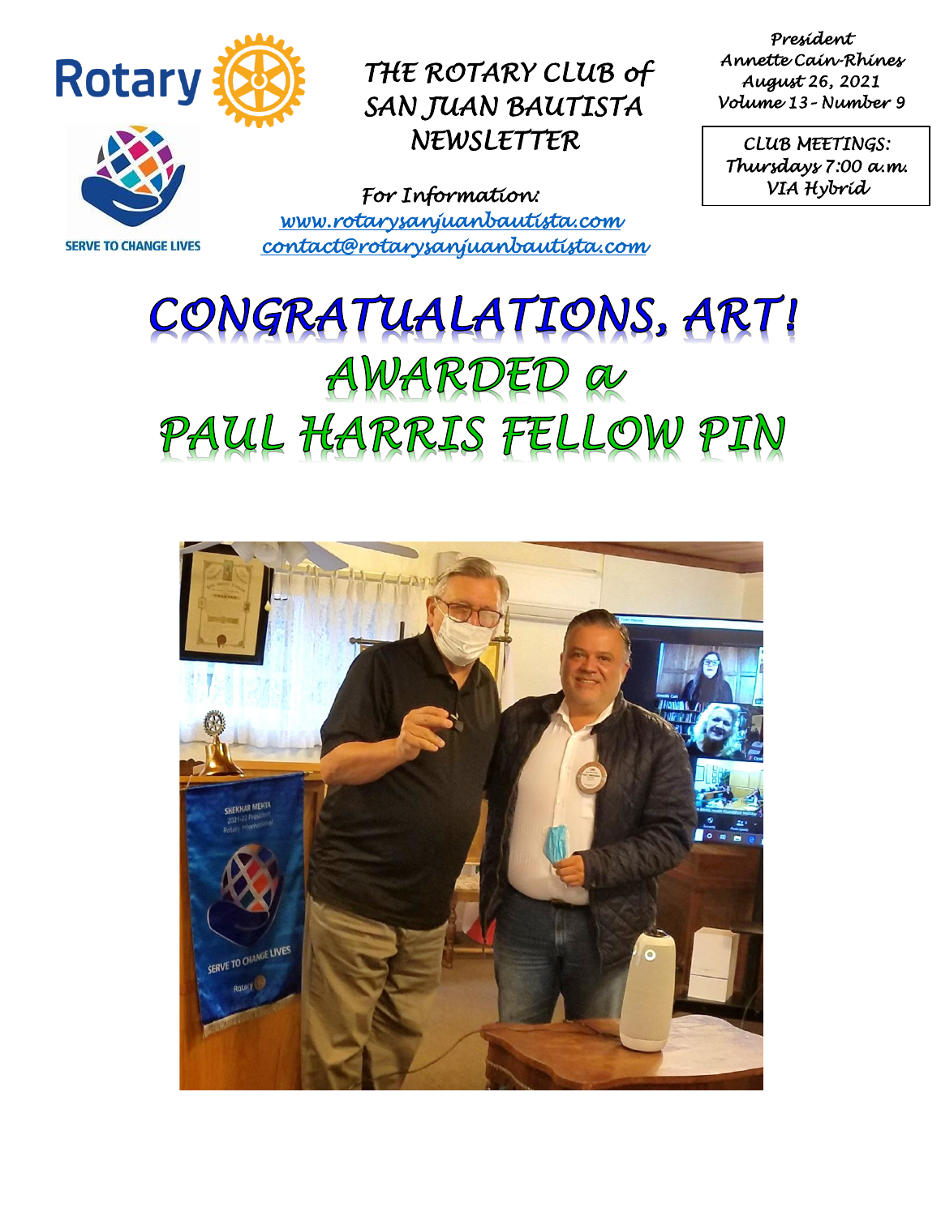# THE ROTARY CLUB of SAN JUAN BAUTISTA NEWSLETTER

*President*
*Annette Cain-Rhines*
*August 26, 2021*
*Volume 13 - Number 9*

**CLUB MEETINGS:**
Thursdays 7:00 a.m.
VIA Hybrid

For Information:
www.rotarysanjuanbautista.com
contact@rotarysanjuanbautista.com

SERVE TO CHANGE LIVES

# CONGRATUALATIONS, ART!

# AWARDED a PAUL HARRIS FELLOW PIN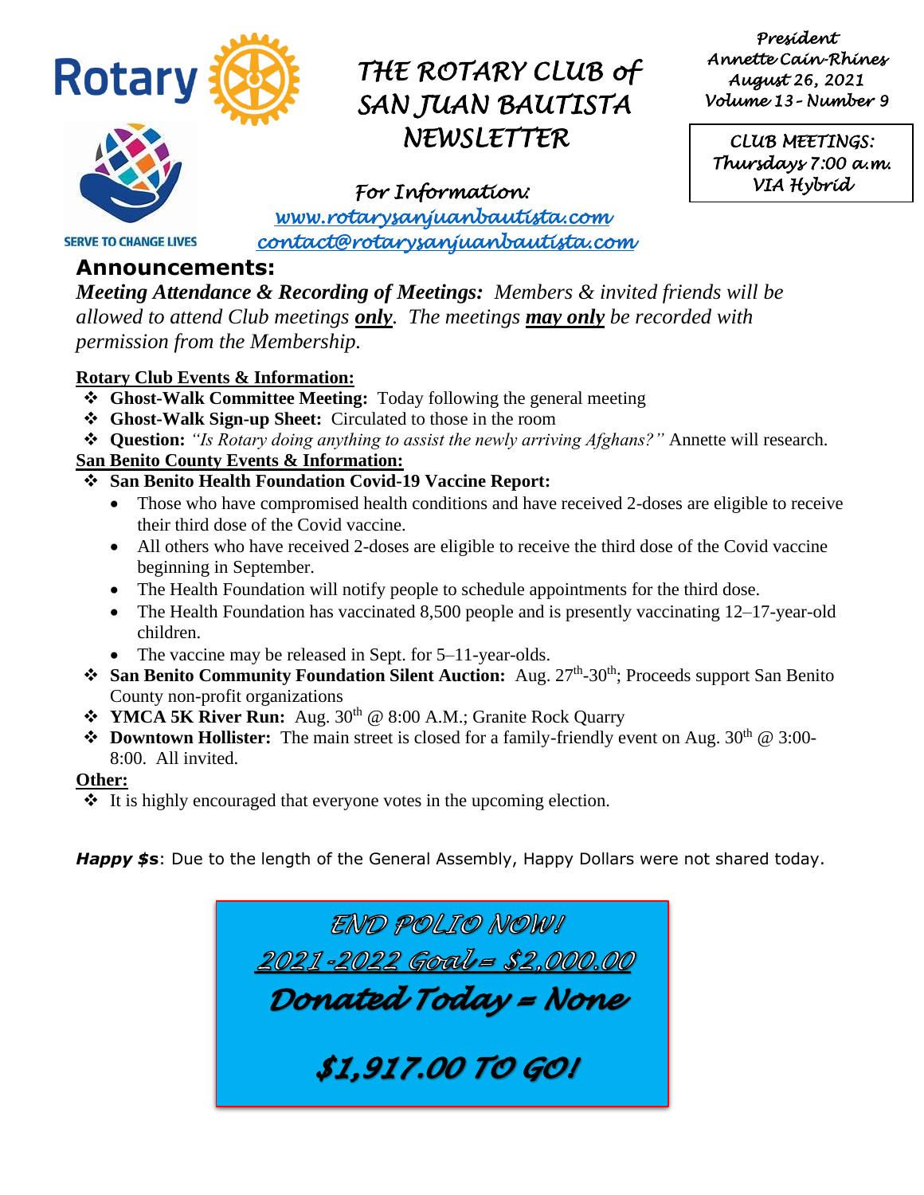# THE ROTARY CLUB of SAN JUAN BAUTISTA NEWSLETTER

*President*
*Annette Cain-Rhines*
*August 26, 2021*
*Volume 13 - Number 9*

*CLUB MEETINGS:*
*Thursdays 7:00 a.m.*
*VIA Hybrid*

*For Information:*
*www.rotarysanjuanbautista.com*
*contact@rotarysanjuanbautista.com*

SERVE TO CHANGE LIVES

## Announcements:

***Meeting Attendance & Recording of Meetings:*** *Members & invited friends will be allowed to attend Club meetings **only**. The meetings **may only** be recorded with permission from the Membership.*

**Rotary Club Events & Information:**

- **Ghost-Walk Committee Meeting:** Today following the general meeting
- **Ghost-Walk Sign-up Sheet:** Circulated to those in the room
- **Question:** *"Is Rotary doing anything to assist the newly arriving Afghans?"* Annette will research.

**San Benito County Events & Information:**

- **San Benito Health Foundation Covid-19 Vaccine Report:**
  - Those who have compromised health conditions and have received 2-doses are eligible to receive their third dose of the Covid vaccine.
  - All others who have received 2-doses are eligible to receive the third dose of the Covid vaccine beginning in September.
  - The Health Foundation will notify people to schedule appointments for the third dose.
  - The Health Foundation has vaccinated 8,500 people and is presently vaccinating 12–17-year-old children.
  - The vaccine may be released in Sept. for 5–11-year-olds.
- **San Benito Community Foundation Silent Auction:** Aug. 27th-30th; Proceeds support San Benito County non-profit organizations
- **YMCA 5K River Run:** Aug. 30th @ 8:00 A.M.; Granite Rock Quarry
- **Downtown Hollister:** The main street is closed for a family-friendly event on Aug. 30th @ 3:00-8:00. All invited.

**Other:**

- It is highly encouraged that everyone votes in the upcoming election.

***Happy $s***: Due to the length of the General Assembly, Happy Dollars were not shared today.

*END POLIO NOW!*

*2021-2022 Goal = $2,000.00*

***Donated Today = None***

***$1,917.00 TO GO!***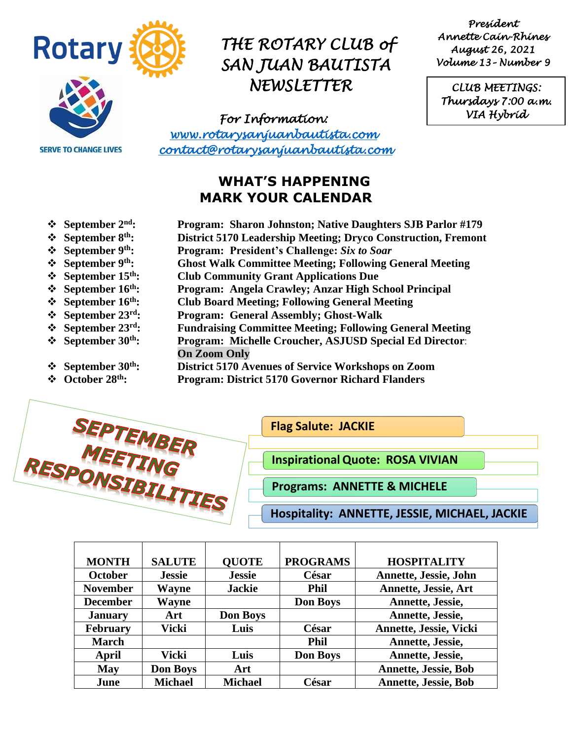# THE ROTARY CLUB of SAN JUAN BAUTISTA NEWSLETTER

SERVE TO CHANGE LIVES

President
Annette Cain-Rhines
August 26, 2021
Volume 13 - Number 9

CLUB MEETINGS:
Thursdays 7:00 a.m.
VIA Hybrid

For Information:
www.rotarysanjuanbautista.com
contact@rotarysanjuanbautista.com

## WHAT'S HAPPENING
## MARK YOUR CALENDAR

- **September 2nd:** **Program: Sharon Johnston; Native Daughters SJB Parlor #179**
- **September 8th:** **District 5170 Leadership Meeting; Dryco Construction, Fremont**
- **September 9th:** **Program: President's Challenge: *Six to Soar***
- **September 9th:** **Ghost Walk Committee Meeting; Following General Meeting**
- **September 15th:** **Club Community Grant Applications Due**
- **September 16th:** **Program: Angela Crawley; Anzar High School Principal**
- **September 16th:** **Club Board Meeting; Following General Meeting**
- **September 23rd:** **Program: General Assembly; Ghost-Walk**
- **September 23rd:** **Fundraising Committee Meeting; Following General Meeting**
- **September 30th:** **Program: Michelle Croucher, ASJUSD Special Ed Director: On Zoom Only**
- **September 30th:** **District 5170 Avenues of Service Workshops on Zoom**
- **October 28th:** **Program: District 5170 Governor Richard Flanders**

## SEPTEMBER MEETING RESPONSIBILITIES

**Flag Salute: JACKIE**

**Inspirational Quote: ROSA VIVIAN**

**Programs: ANNETTE & MICHELE**

**Hospitality: ANNETTE, JESSIE, MICHAEL, JACKIE**

| MONTH | SALUTE | QUOTE | PROGRAMS | HOSPITALITY |
|---|---|---|---|---|
| October | Jessie | Jessie | César | Annette, Jessie, John |
| November | Wayne | Jackie | Phil | Annette, Jessie, Art |
| December | Wayne | | Don Boys | Annette, Jessie, |
| January | Art | Don Boys | | Annette, Jessie, |
| February | Vicki | Luis | César | Annette, Jessie, Vicki |
| March | | | Phil | Annette, Jessie, |
| April | Vicki | Luis | Don Boys | Annette, Jessie, |
| May | Don Boys | Art | | Annette, Jessie, Bob |
| June | Michael | Michael | César | Annette, Jessie, Bob |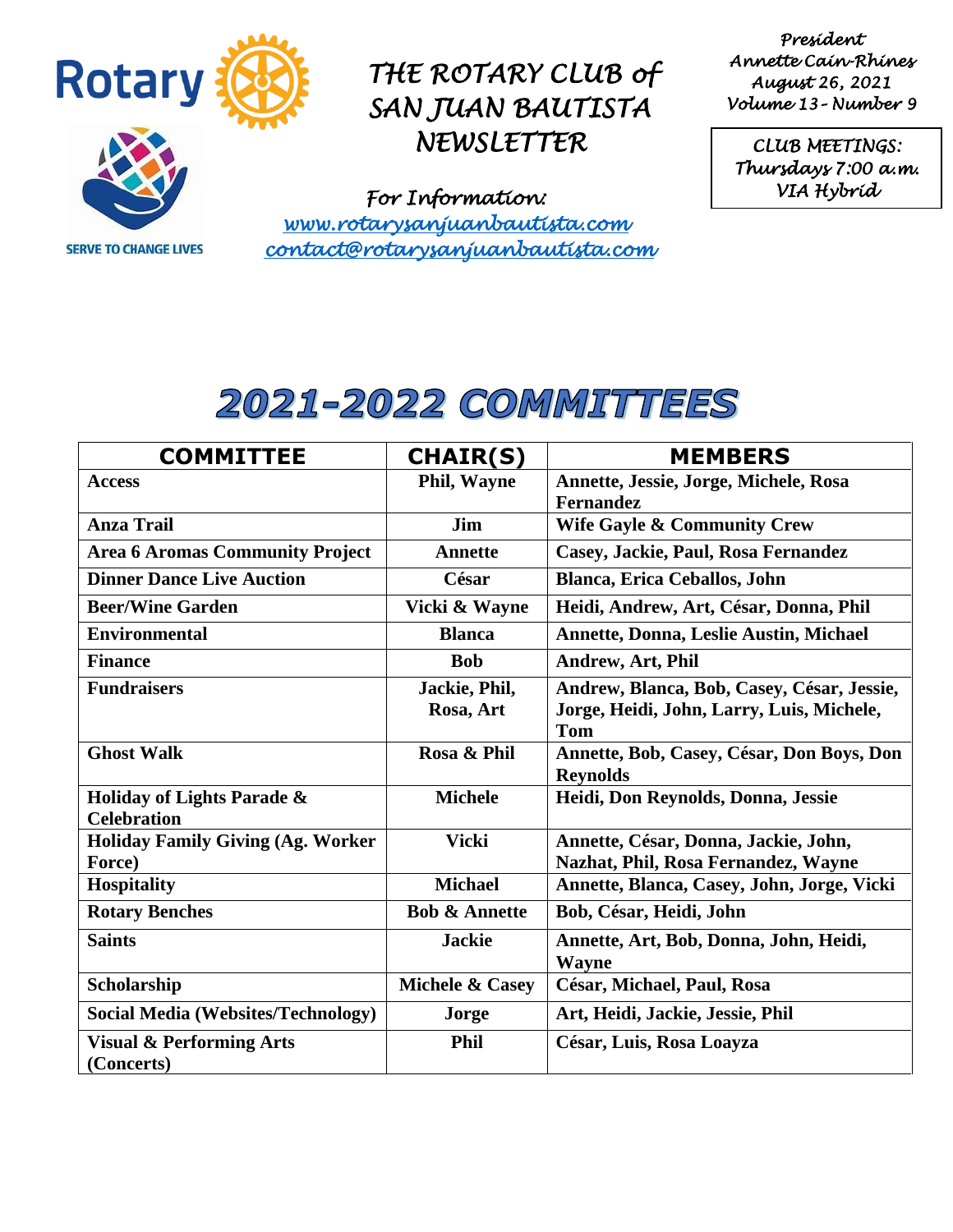# THE ROTARY CLUB of SAN JUAN BAUTISTA NEWSLETTER

SERVE TO CHANGE LIVES

*President*
*Annette Cain-Rhines*
*August 26, 2021*
*Volume 13 - Number 9*

*CLUB MEETINGS:*
*Thursdays 7:00 a.m.*
*VIA Hybrid*

*For Information:*
[www.rotarysanjuanbautista.com](www.rotarysanjuanbautista.com)
[contact@rotarysanjuanbautista.com](mailto:contact@rotarysanjuanbautista.com)

## 2021-2022 COMMITTEES

| COMMITTEE | CHAIR(S) | MEMBERS |
|---|---|---|
| **Access** | **Phil, Wayne** | **Annette, Jessie, Jorge, Michele, Rosa Fernandez** |
| **Anza Trail** | **Jim** | **Wife Gayle & Community Crew** |
| **Area 6 Aromas Community Project** | **Annette** | **Casey, Jackie, Paul, Rosa Fernandez** |
| **Dinner Dance Live Auction** | **César** | **Blanca, Erica Ceballos, John** |
| **Beer/Wine Garden** | **Vicki & Wayne** | **Heidi, Andrew, Art, César, Donna, Phil** |
| **Environmental** | **Blanca** | **Annette, Donna, Leslie Austin, Michael** |
| **Finance** | **Bob** | **Andrew, Art, Phil** |
| **Fundraisers** | **Jackie, Phil, Rosa, Art** | **Andrew, Blanca, Bob, Casey, César, Jessie, Jorge, Heidi, John, Larry, Luis, Michele, Tom** |
| **Ghost Walk** | **Rosa & Phil** | **Annette, Bob, Casey, César, Don Boys, Don Reynolds** |
| **Holiday of Lights Parade & Celebration** | **Michele** | **Heidi, Don Reynolds, Donna, Jessie** |
| **Holiday Family Giving (Ag. Worker Force)** | **Vicki** | **Annette, César, Donna, Jackie, John, Nazhat, Phil, Rosa Fernandez, Wayne** |
| **Hospitality** | **Michael** | **Annette, Blanca, Casey, John, Jorge, Vicki** |
| **Rotary Benches** | **Bob & Annette** | **Bob, César, Heidi, John** |
| **Saints** | **Jackie** | **Annette, Art, Bob, Donna, John, Heidi, Wayne** |
| **Scholarship** | **Michele & Casey** | **César, Michael, Paul, Rosa** |
| **Social Media (Websites/Technology)** | **Jorge** | **Art, Heidi, Jackie, Jessie, Phil** |
| **Visual & Performing Arts (Concerts)** | **Phil** | **César, Luis, Rosa Loayza** |